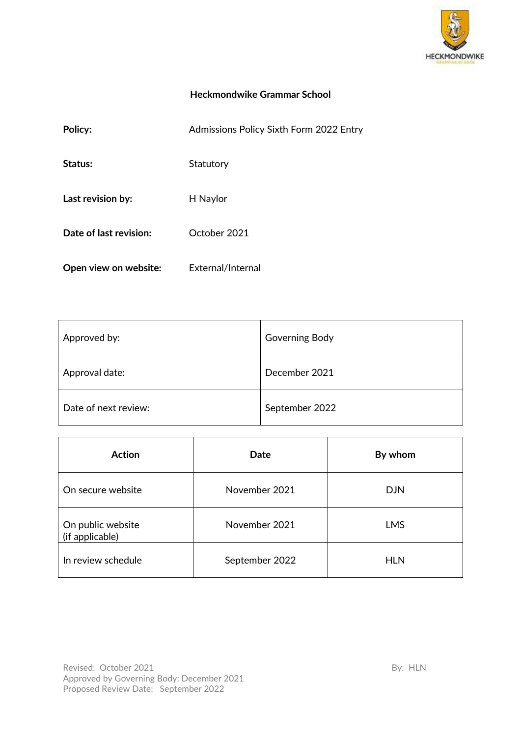# Heckmondwike Grammar School

| | |
|---|---|
| **Policy:** | Admissions Policy Sixth Form 2022 Entry |
| **Status:** | Statutory |
| **Last revision by:** | H Naylor |
| **Date of last revision:** | October 2021 |
| **Open view on website:** | External/Internal |

| | |
|---|---|
| Approved by: | Governing Body |
| Approval date: | December 2021 |
| Date of next review: | September 2022 |

| Action | Date | By whom |
|---|---|---|
| On secure website | November 2021 | DJN |
| On public website (if applicable) | November 2021 | LMS |
| In review schedule | September 2022 | HLN |

Revised: October 2021
Approved by Governing Body: December 2021
Proposed Review Date: September 2022

By: HLN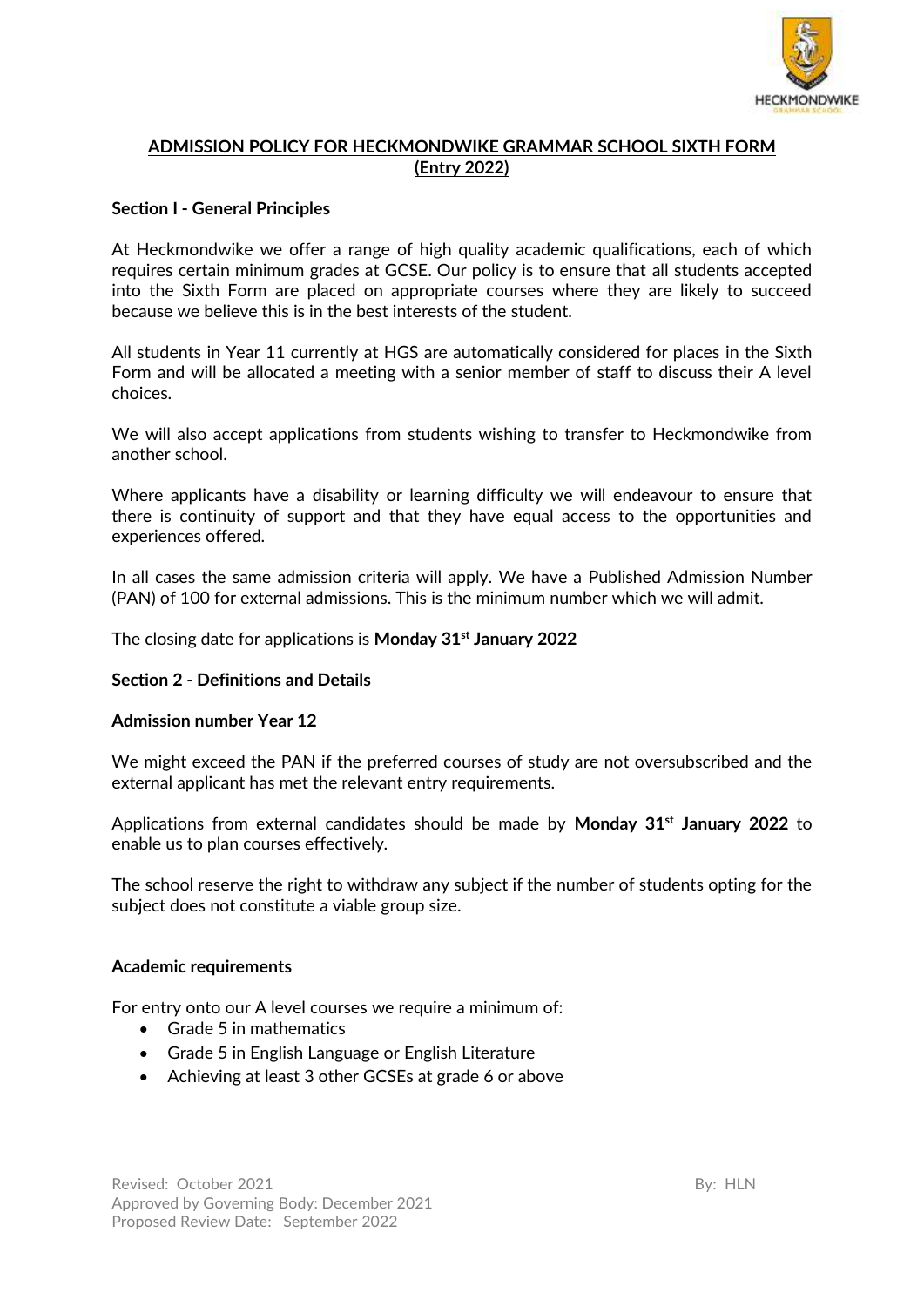## ADMISSION POLICY FOR HECKMONDWIKE GRAMMAR SCHOOL SIXTH FORM (Entry 2022)

### Section I - General Principles

At Heckmondwike we offer a range of high quality academic qualifications, each of which requires certain minimum grades at GCSE. Our policy is to ensure that all students accepted into the Sixth Form are placed on appropriate courses where they are likely to succeed because we believe this is in the best interests of the student.

All students in Year 11 currently at HGS are automatically considered for places in the Sixth Form and will be allocated a meeting with a senior member of staff to discuss their A level choices.

We will also accept applications from students wishing to transfer to Heckmondwike from another school.

Where applicants have a disability or learning difficulty we will endeavour to ensure that there is continuity of support and that they have equal access to the opportunities and experiences offered.

In all cases the same admission criteria will apply. We have a Published Admission Number (PAN) of 100 for external admissions. This is the minimum number which we will admit.

The closing date for applications is **Monday 31st January 2022**

### Section 2 - Definitions and Details

**Admission number Year 12**

We might exceed the PAN if the preferred courses of study are not oversubscribed and the external applicant has met the relevant entry requirements.

Applications from external candidates should be made by **Monday 31st January 2022** to enable us to plan courses effectively.

The school reserve the right to withdraw any subject if the number of students opting for the subject does not constitute a viable group size.

**Academic requirements**

For entry onto our A level courses we require a minimum of:

- Grade 5 in mathematics
- Grade 5 in English Language or English Literature
- Achieving at least 3 other GCSEs at grade 6 or above

Revised: October 2021
Approved by Governing Body: December 2021
Proposed Review Date: September 2022

By: HLN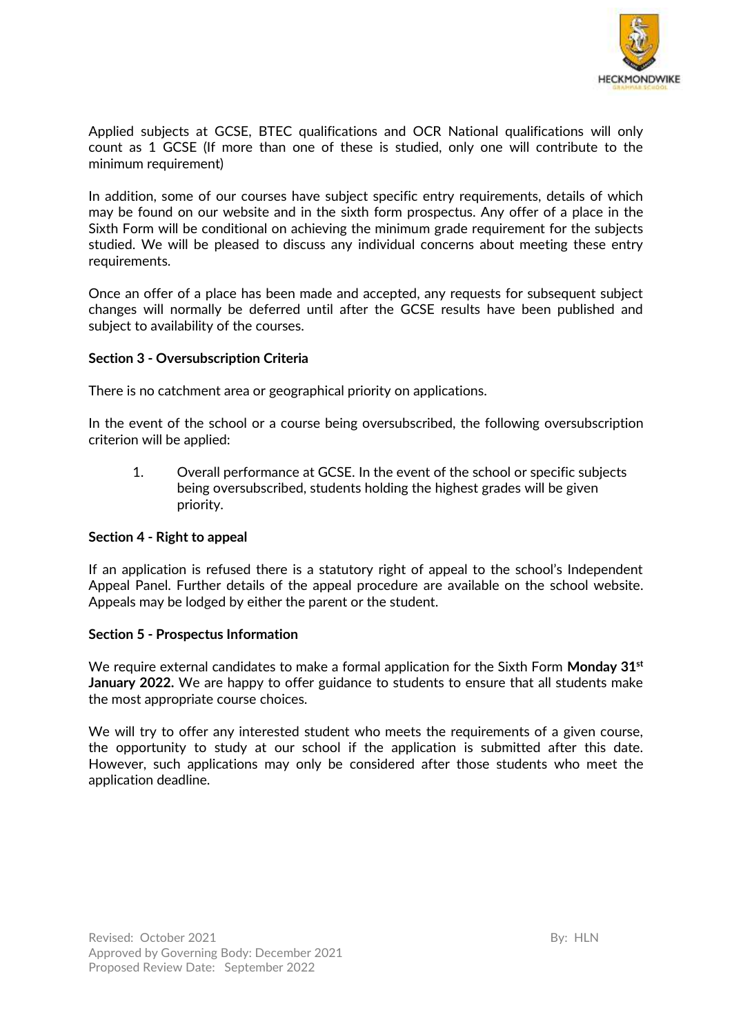Applied subjects at GCSE, BTEC qualifications and OCR National qualifications will only count as 1 GCSE (If more than one of these is studied, only one will contribute to the minimum requirement)

In addition, some of our courses have subject specific entry requirements, details of which may be found on our website and in the sixth form prospectus. Any offer of a place in the Sixth Form will be conditional on achieving the minimum grade requirement for the subjects studied. We will be pleased to discuss any individual concerns about meeting these entry requirements.

Once an offer of a place has been made and accepted, any requests for subsequent subject changes will normally be deferred until after the GCSE results have been published and subject to availability of the courses.

**Section 3 - Oversubscription Criteria**

There is no catchment area or geographical priority on applications.

In the event of the school or a course being oversubscribed, the following oversubscription criterion will be applied:

1. Overall performance at GCSE. In the event of the school or specific subjects being oversubscribed, students holding the highest grades will be given priority.

**Section 4 - Right to appeal**

If an application is refused there is a statutory right of appeal to the school's Independent Appeal Panel. Further details of the appeal procedure are available on the school website. Appeals may be lodged by either the parent or the student.

**Section 5 - Prospectus Information**

We require external candidates to make a formal application for the Sixth Form **Monday 31st January 2022.** We are happy to offer guidance to students to ensure that all students make the most appropriate course choices.

We will try to offer any interested student who meets the requirements of a given course, the opportunity to study at our school if the application is submitted after this date. However, such applications may only be considered after those students who meet the application deadline.

Revised: October 2021
Approved by Governing Body: December 2021
Proposed Review Date: September 2022

By: HLN